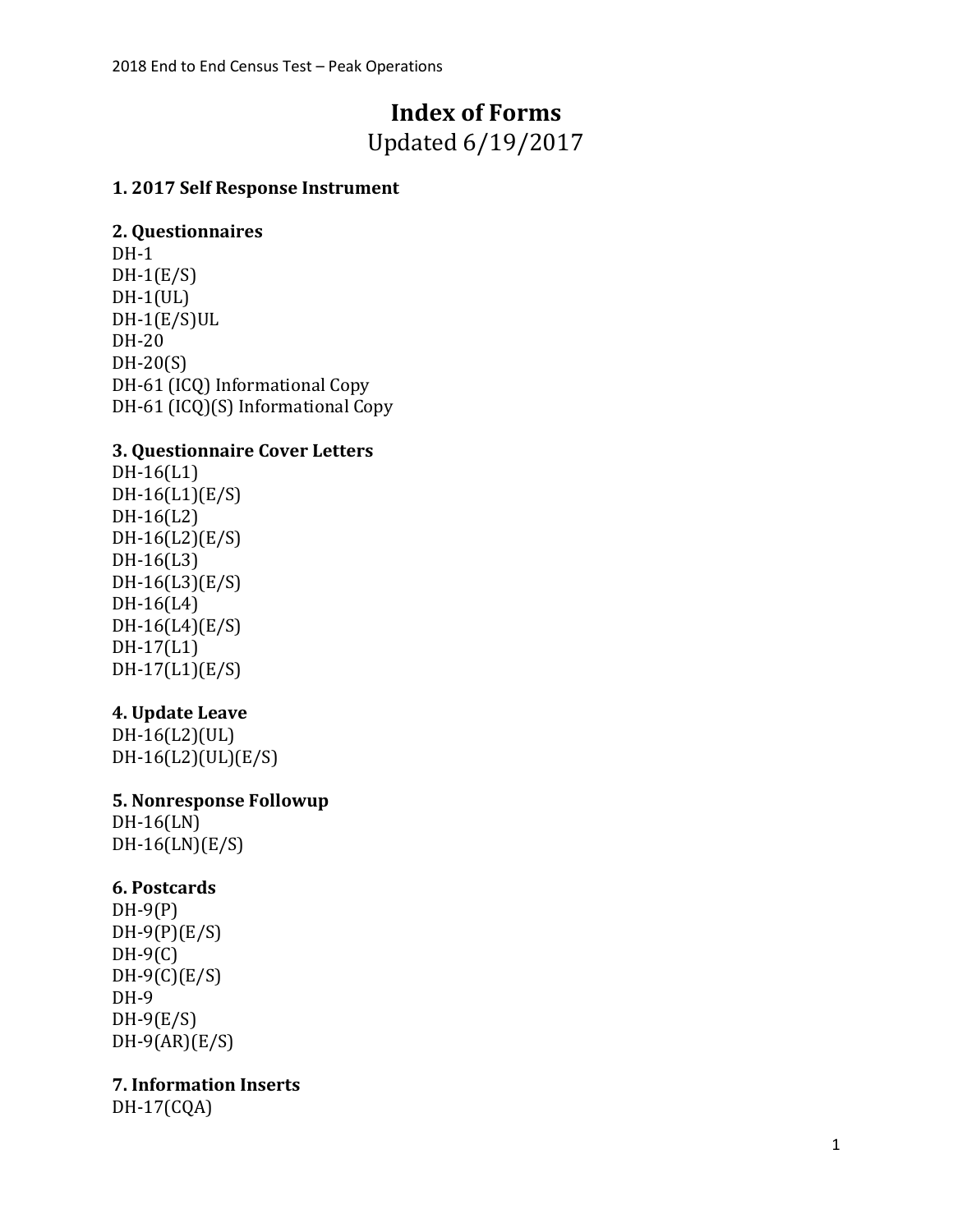# Index of Forms

Updated 6/19/2017

**1. 2017 Self Response Instrument**

**2. Questionnaires**

DH-1
DH-1(E/S)
DH-1(UL)
DH-1(E/S)UL
DH-20
DH-20(S)
DH-61 (ICQ) Informational Copy
DH-61 (ICQ)(S) Informational Copy

**3. Questionnaire Cover Letters**

DH-16(L1)
DH-16(L1)(E/S)
DH-16(L2)
DH-16(L2)(E/S)
DH-16(L3)
DH-16(L3)(E/S)
DH-16(L4)
DH-16(L4)(E/S)
DH-17(L1)
DH-17(L1)(E/S)

**4. Update Leave**

DH-16(L2)(UL)
DH-16(L2)(UL)(E/S)

**5. Nonresponse Followup**

DH-16(LN)
DH-16(LN)(E/S)

**6. Postcards**

DH-9(P)
DH-9(P)(E/S)
DH-9(C)
DH-9(C)(E/S)
DH-9
DH-9(E/S)
DH-9(AR)(E/S)

**7. Information Inserts**

DH-17(CQA)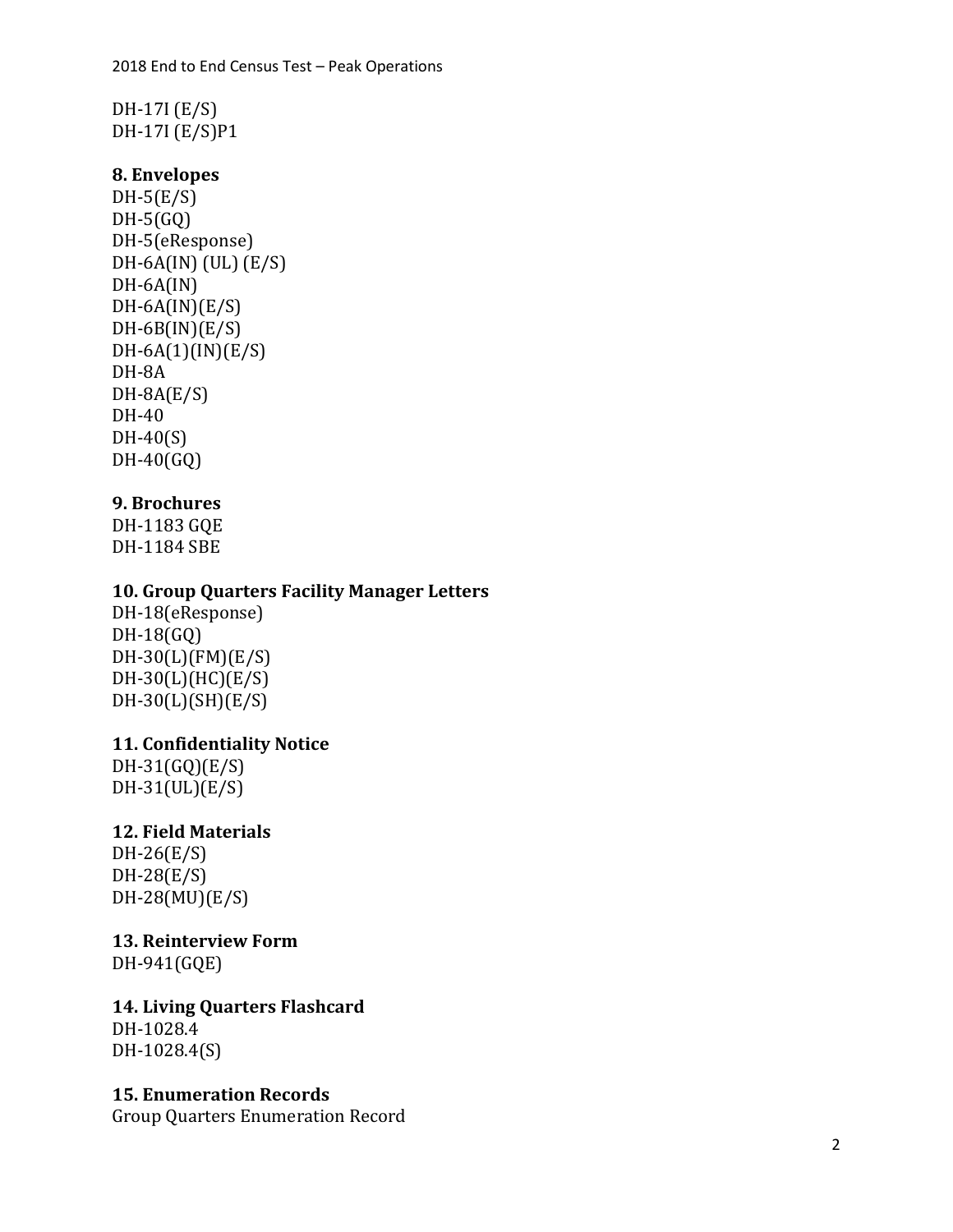DH-17I (E/S)
DH-17I (E/S)P1

**8. Envelopes**

DH-5(E/S)
DH-5(GQ)
DH-5(eResponse)
DH-6A(IN) (UL) (E/S)
DH-6A(IN)
DH-6A(IN)(E/S)
DH-6B(IN)(E/S)
DH-6A(1)(IN)(E/S)
DH-8A
DH-8A(E/S)
DH-40
DH-40(S)
DH-40(GQ)

**9. Brochures**

DH-1183 GQE
DH-1184 SBE

**10. Group Quarters Facility Manager Letters**

DH-18(eResponse)
DH-18(GQ)
DH-30(L)(FM)(E/S)
DH-30(L)(HC)(E/S)
DH-30(L)(SH)(E/S)

**11. Confidentiality Notice**

DH-31(GQ)(E/S)
DH-31(UL)(E/S)

**12. Field Materials**

DH-26(E/S)
DH-28(E/S)
DH-28(MU)(E/S)

**13. Reinterview Form**

DH-941(GQE)

**14. Living Quarters Flashcard**

DH-1028.4
DH-1028.4(S)

**15. Enumeration Records**

Group Quarters Enumeration Record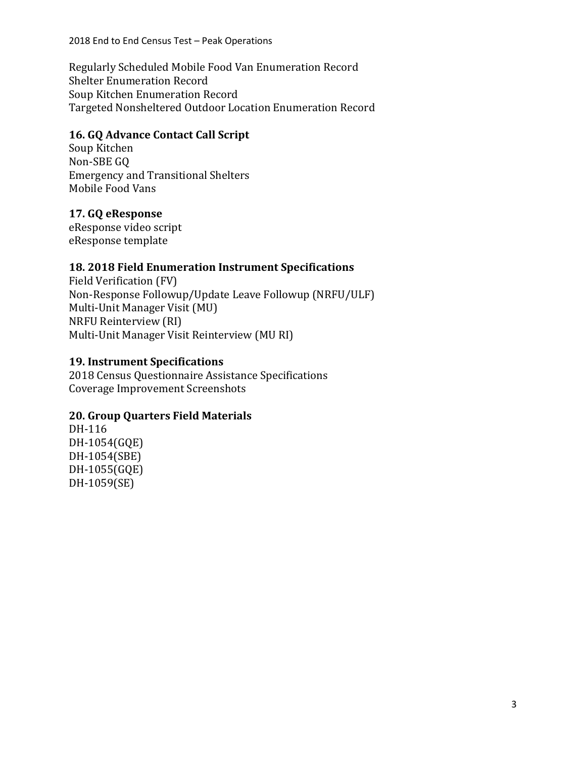Regularly Scheduled Mobile Food Van Enumeration Record
Shelter Enumeration Record
Soup Kitchen Enumeration Record
Targeted Nonsheltered Outdoor Location Enumeration Record

**16. GQ Advance Contact Call Script**

Soup Kitchen
Non-SBE GQ
Emergency and Transitional Shelters
Mobile Food Vans

**17. GQ eResponse**

eResponse video script
eResponse template

**18. 2018 Field Enumeration Instrument Specifications**

Field Verification (FV)
Non-Response Followup/Update Leave Followup (NRFU/ULF)
Multi-Unit Manager Visit (MU)
NRFU Reinterview (RI)
Multi-Unit Manager Visit Reinterview (MU RI)

**19. Instrument Specifications**

2018 Census Questionnaire Assistance Specifications
Coverage Improvement Screenshots

**20. Group Quarters Field Materials**

DH-116
DH-1054(GQE)
DH-1054(SBE)
DH-1055(GQE)
DH-1059(SE)